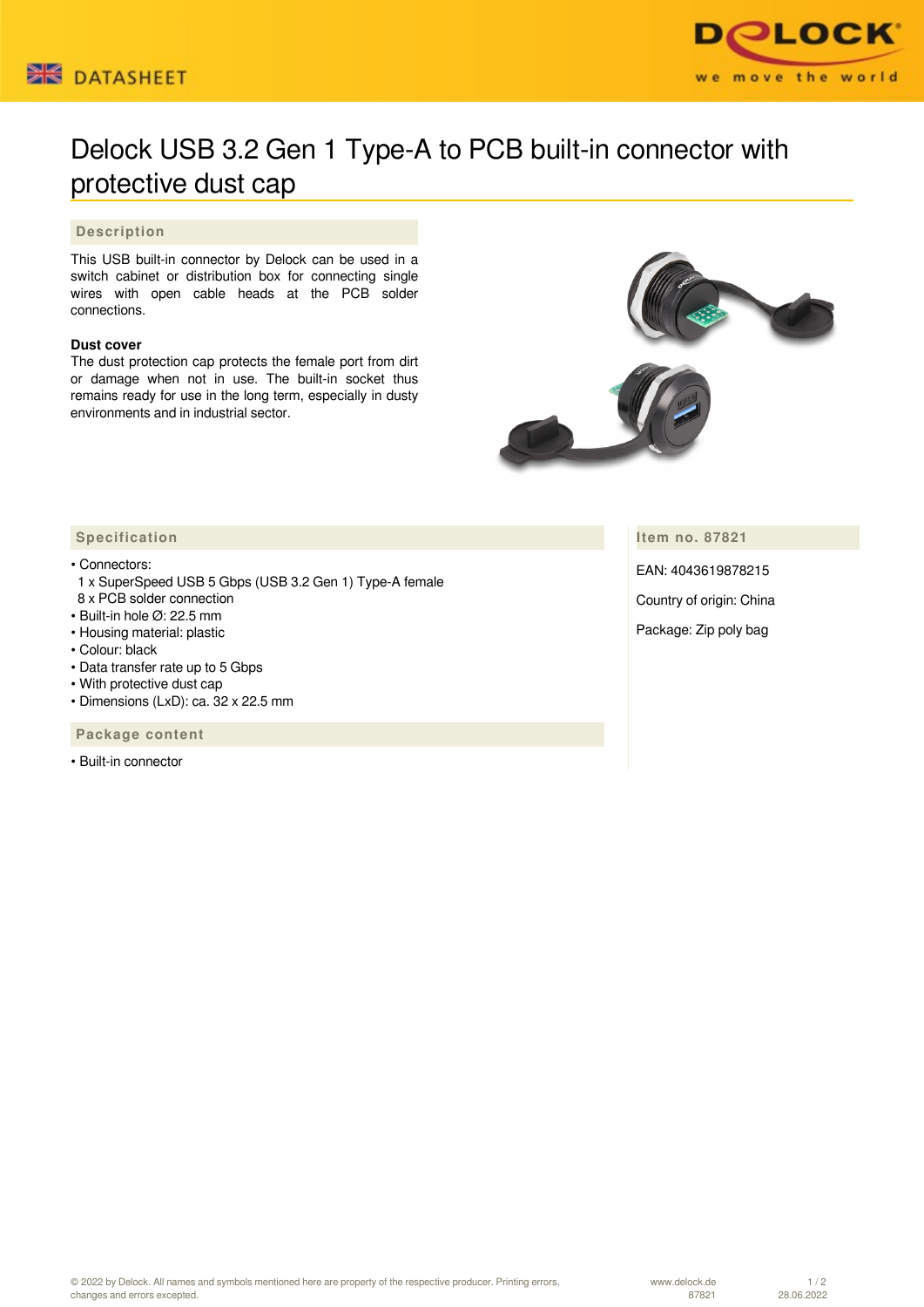# Delock USB 3.2 Gen 1 Type-A to PCB built-in connector with protective dust cap

## Description

This USB built-in connector by Delock can be used in a switch cabinet or distribution box for connecting single wires with open cable heads at the PCB solder connections.

**Dust cover**

The dust protection cap protects the female port from dirt or damage when not in use. The built-in socket thus remains ready for use in the long term, especially in dusty environments and in industrial sector.

## Specification

- Connectors:
  1 x SuperSpeed USB 5 Gbps (USB 3.2 Gen 1) Type-A female
  8 x PCB solder connection
- Built-in hole Ø: 22.5 mm
- Housing material: plastic
- Colour: black
- Data transfer rate up to 5 Gbps
- With protective dust cap
- Dimensions (LxD): ca. 32 x 22.5 mm

## Package content

- Built-in connector

## Item no. 87821

EAN: 4043619878215

Country of origin: China

Package: Zip poly bag

© 2022 by Delock. All names and symbols mentioned here are property of the respective producer. Printing errors, changes and errors excepted.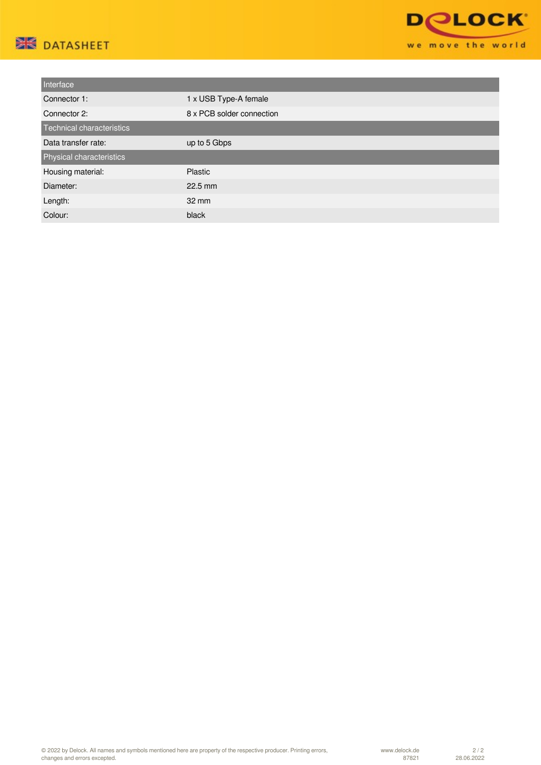| | |
|---|---|
| **Interface** | |
| Connector 1: | 1 x USB Type-A female |
| Connector 2: | 8 x PCB solder connection |
| **Technical characteristics** | |
| Data transfer rate: | up to 5 Gbps |
| **Physical characteristics** | |
| Housing material: | Plastic |
| Diameter: | 22.5 mm |
| Length: | 32 mm |
| Colour: | black |